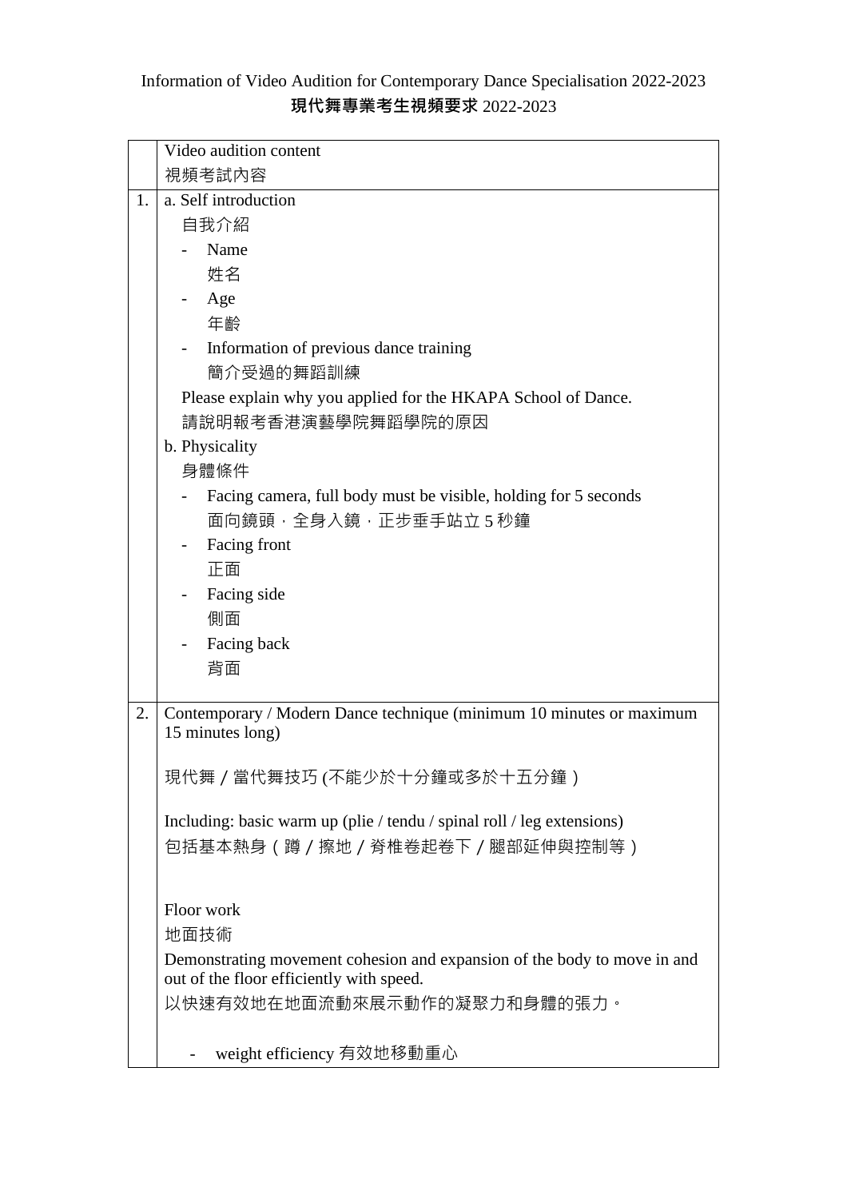Information of Video Audition for Contemporary Dance Specialisation 2022-2023

**現代舞專業考生視頻要求** 2022-2023

| | Video audition content<br>視頻考試內容 |
|---|---|
| 1. | a. Self introduction<br>自我介紹<br>- Name<br>姓名<br>- Age<br>年齡<br>- Information of previous dance training<br>簡介受過的舞蹈訓練<br>Please explain why you applied for the HKAPA School of Dance.<br>請說明報考香港演藝學院舞蹈學院的原因<br>b. Physicality<br>身體條件<br>- Facing camera, full body must be visible, holding for 5 seconds<br>面向鏡頭，全身入鏡，正步垂手站立 5 秒鐘<br>- Facing front<br>正面<br>- Facing side<br>側面<br>- Facing back<br>背面 |
| 2. | Contemporary / Modern Dance technique (minimum 10 minutes or maximum 15 minutes long)<br><br>現代舞 / 當代舞技巧 (不能少於十分鐘或多於十五分鐘)<br><br>Including: basic warm up (plie / tendu / spinal roll / leg extensions)<br>包括基本熱身（蹲 / 擦地 / 脊椎卷起卷下 / 腿部延伸與控制等）<br><br>Floor work<br>地面技術<br>Demonstrating movement cohesion and expansion of the body to move in and out of the floor efficiently with speed.<br>以快速有效地在地面流動來展示動作的凝聚力和身體的張力。<br><br>- weight efficiency 有效地移動重心 |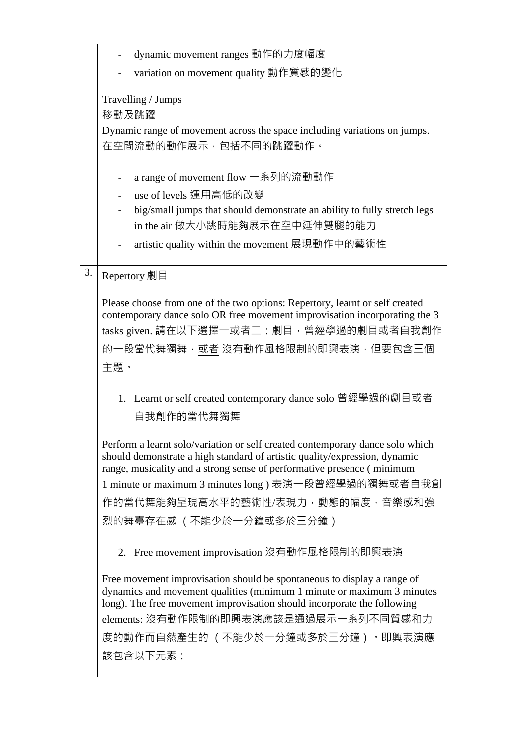| | |
|---|---|
| | - dynamic movement ranges 動作的力度幅度<br>- variation on movement quality 動作質感的變化<br><br>Travelling / Jumps<br>移動及跳躍<br>Dynamic range of movement across the space including variations on jumps. 在空間流動的動作展示，包括不同的跳躍動作。<br><br>- a range of movement flow 一系列的流動動作<br>- use of levels 運用高低的改變<br>- big/small jumps that should demonstrate an ability to fully stretch legs in the air 做大小跳時能夠展示在空中延伸雙腿的能力<br>- artistic quality within the movement 展現動作中的藝術性 |
| 3. | Repertory 劇目<br><br>Please choose from one of the two options: Repertory, learnt or self created contemporary dance solo <u>OR</u> free movement improvisation incorporating the 3 tasks given. 請在以下選擇一或者二：劇目，曾經學過的劇目或者自我創作的一段當代舞獨舞，<u>或者</u> 沒有動作風格限制的即興表演，但要包含三個主題。<br><br>1. Learnt or self created contemporary dance solo 曾經學過的劇目或者自我創作的當代舞獨舞<br><br>Perform a learnt solo/variation or self created contemporary dance solo which should demonstrate a high standard of artistic quality/expression, dynamic range, musicality and a strong sense of performative presence ( minimum 1 minute or maximum 3 minutes long ) 表演一段曾經學過的獨舞或者自我創作的當代舞能夠呈現高水平的藝術性/表現力，動態的幅度，音樂感和強烈的舞臺存在感 （不能少於一分鐘或多於三分鐘）<br><br>2. Free movement improvisation 沒有動作風格限制的即興表演<br><br>Free movement improvisation should be spontaneous to display a range of dynamics and movement qualities (minimum 1 minute or maximum 3 minutes long). The free movement improvisation should incorporate the following elements: 沒有動作限制的即興表演應該是通過展示一系列不同質感和力度的動作而自然產生的 （不能少於一分鐘或多於三分鐘）。即興表演應該包含以下元素： |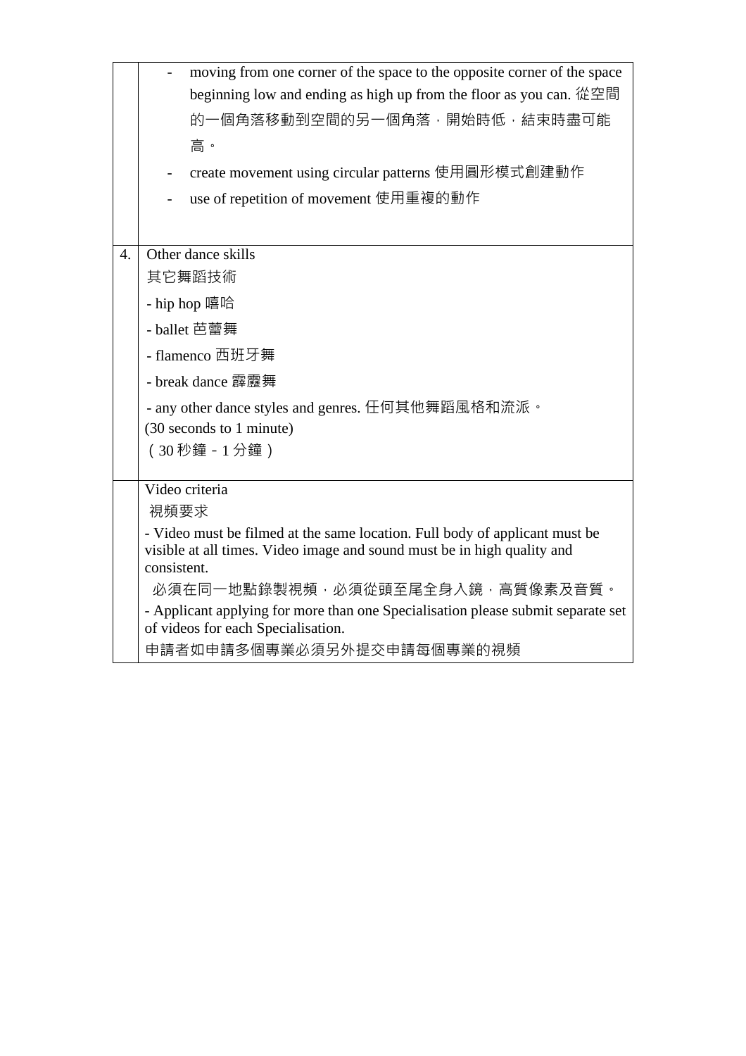| | |
|---|---|
| | - moving from one corner of the space to the opposite corner of the space beginning low and ending as high up from the floor as you can. 從空間的一個角落移動到空間的另一個角落，開始時低，結束時盡可能高。<br>- create movement using circular patterns 使用圓形模式創建動作<br>- use of repetition of movement 使用重複的動作 |
| 4. | Other dance skills<br>其它舞蹈技術<br>- hip hop 嘻哈<br>- ballet 芭蕾舞<br>- flamenco 西班牙舞<br>- break dance 霹靂舞<br>- any other dance styles and genres. 任何其他舞蹈風格和流派。<br>(30 seconds to 1 minute)<br>（30 秒鐘 - 1 分鐘） |
| | Video criteria<br>視頻要求<br>- Video must be filmed at the same location. Full body of applicant must be visible at all times. Video image and sound must be in high quality and consistent.<br>必須在同一地點錄製視頻，必須從頭至尾全身入鏡，高質像素及音質。<br>- Applicant applying for more than one Specialisation please submit separate set of videos for each Specialisation.<br>申請者如申請多個專業必須另外提交申請每個專業的視頻 |